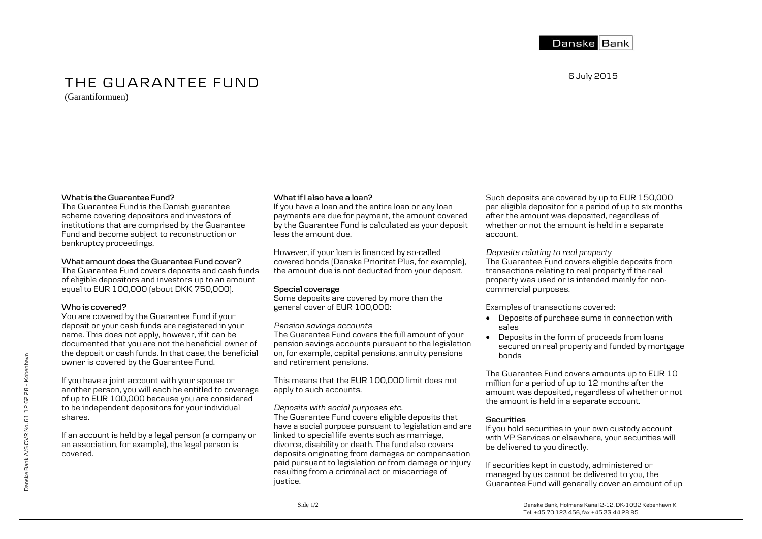# THE GUARANTEE FUND

(Garantiformuen)

6 July 2015

**What is the Guarantee Fund?**
The Guarantee Fund is the Danish guarantee scheme covering depositors and investors of institutions that are comprised by the Guarantee Fund and become subject to reconstruction or bankruptcy proceedings.

**What amount does the Guarantee Fund cover?**
The Guarantee Fund covers deposits and cash funds of eligible depositors and investors up to an amount equal to EUR 100,000 (about DKK 750,000).

**Who is covered?**
You are covered by the Guarantee Fund if your deposit or your cash funds are registered in your name. This does not apply, however, if it can be documented that you are not the beneficial owner of the deposit or cash funds. In that case, the beneficial owner is covered by the Guarantee Fund.

If you have a joint account with your spouse or another person, you will each be entitled to coverage of up to EUR 100,000 because you are considered to be independent depositors for your individual shares.

If an account is held by a legal person (a company or an association, for example), the legal person is covered.

**What if I also have a loan?**
If you have a loan and the entire loan or any loan payments are due for payment, the amount covered by the Guarantee Fund is calculated as your deposit less the amount due.

However, if your loan is financed by so-called covered bonds (Danske Prioritet Plus, for example), the amount due is not deducted from your deposit.

**Special coverage**
Some deposits are covered by more than the general cover of EUR 100,000:

*Pension savings accounts*
The Guarantee Fund covers the full amount of your pension savings accounts pursuant to the legislation on, for example, capital pensions, annuity pensions and retirement pensions.

This means that the EUR 100,000 limit does not apply to such accounts.

*Deposits with social purposes etc.*
The Guarantee Fund covers eligible deposits that have a social purpose pursuant to legislation and are linked to special life events such as marriage, divorce, disability or death. The fund also covers deposits originating from damages or compensation paid pursuant to legislation or from damage or injury resulting from a criminal act or miscarriage of justice.

Such deposits are covered by up to EUR 150,000 per eligible depositor for a period of up to six months after the amount was deposited, regardless of whether or not the amount is held in a separate account.

*Deposits relating to real property*
The Guarantee Fund covers eligible deposits from transactions relating to real property if the real property was used or is intended mainly for non-commercial purposes.

Examples of transactions covered:

- Deposits of purchase sums in connection with sales
- Deposits in the form of proceeds from loans secured on real property and funded by mortgage bonds

The Guarantee Fund covers amounts up to EUR 10 million for a period of up to 12 months after the amount was deposited, regardless of whether or not the amount is held in a separate account.

**Securities**
If you hold securities in your own custody account with VP Services or elsewhere, your securities will be delivered to you directly.

If securities kept in custody, administered or managed by us cannot be delivered to you, the Guarantee Fund will generally cover an amount of up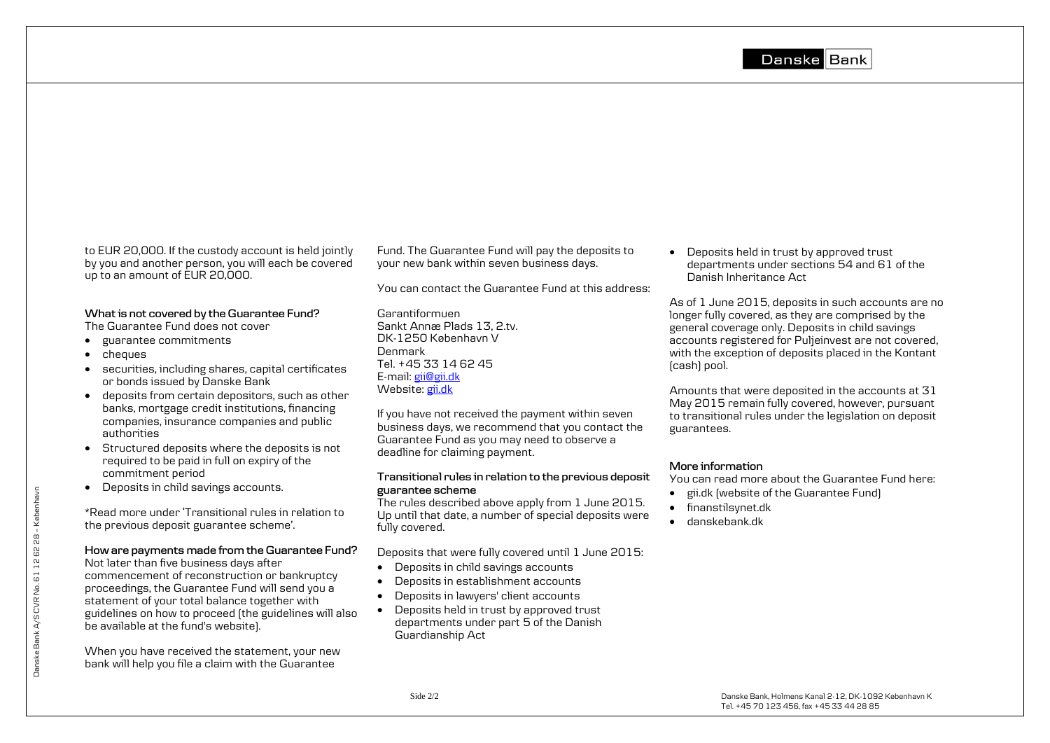to EUR 20,000. If the custody account is held jointly by you and another person, you will each be covered up to an amount of EUR 20,000.

**What is not covered by the Guarantee Fund?**
The Guarantee Fund does not cover

- guarantee commitments
- cheques
- securities, including shares, capital certificates or bonds issued by Danske Bank
- deposits from certain depositors, such as other banks, mortgage credit institutions, financing companies, insurance companies and public authorities
- Structured deposits where the deposits is not required to be paid in full on expiry of the commitment period
- Deposits in child savings accounts.

*Read more under 'Transitional rules in relation to the previous deposit guarantee scheme'.

**How are payments made from the Guarantee Fund?**
Not later than five business days after commencement of reconstruction or bankruptcy proceedings, the Guarantee Fund will send you a statement of your total balance together with guidelines on how to proceed (the guidelines will also be available at the fund's website).

When you have received the statement, your new bank will help you file a claim with the Guarantee Fund. The Guarantee Fund will pay the deposits to your new bank within seven business days.

You can contact the Guarantee Fund at this address:

Garantiformuen
Sankt Annæ Plads 13, 2.tv.
DK-1250 København V
Denmark
Tel. +45 33 14 62 45
E-mail: gii@gii.dk
Website: gii.dk

If you have not received the payment within seven business days, we recommend that you contact the Guarantee Fund as you may need to observe a deadline for claiming payment.

**Transitional rules in relation to the previous deposit guarantee scheme**
The rules described above apply from 1 June 2015. Up until that date, a number of special deposits were fully covered.

Deposits that were fully covered until 1 June 2015:

- Deposits in child savings accounts
- Deposits in establishment accounts
- Deposits in lawyers' client accounts
- Deposits held in trust by approved trust departments under part 5 of the Danish Guardianship Act
- Deposits held in trust by approved trust departments under sections 54 and 61 of the Danish Inheritance Act

As of 1 June 2015, deposits in such accounts are no longer fully covered, as they are comprised by the general coverage only. Deposits in child savings accounts registered for Puljeinvest are not covered, with the exception of deposits placed in the Kontant (cash) pool.

Amounts that were deposited in the accounts at 31 May 2015 remain fully covered, however, pursuant to transitional rules under the legislation on deposit guarantees.

**More information**
You can read more about the Guarantee Fund here:

- gii.dk (website of the Guarantee Fund)
- finanstilsynet.dk
- danskebank.dk